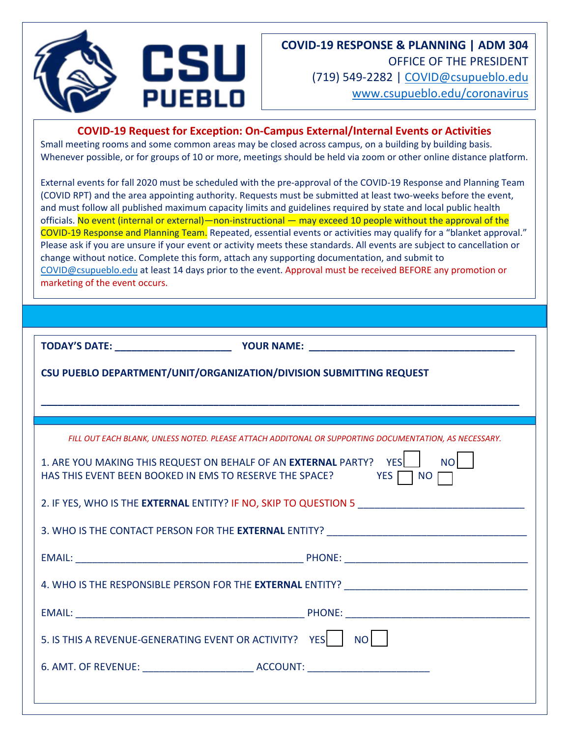**COVID-19 RESPONSE & PLANNING | ADM 304**
OFFICE OF THE PRESIDENT
(719) 549-2282 | COVID@csupueblo.edu
www.csupueblo.edu/coronavirus

## COVID-19 Request for Exception: On-Campus External/Internal Events or Activities

Small meeting rooms and some common areas may be closed across campus, on a building by building basis. Whenever possible, or for groups of 10 or more, meetings should be held via zoom or other online distance platform.

External events for fall 2020 must be scheduled with the pre-approval of the COVID-19 Response and Planning Team (COVID RPT) and the area appointing authority. Requests must be submitted at least two-weeks before the event, and must follow all published maximum capacity limits and guidelines required by state and local public health officials. No event (internal or external)—non-instructional — may exceed 10 people without the approval of the COVID-19 Response and Planning Team. Repeated, essential events or activities may qualify for a "blanket approval." Please ask if you are unsure if your event or activity meets these standards. All events are subject to cancellation or change without notice. Complete this form, attach any supporting documentation, and submit to COVID@csupueblo.edu at least 14 days prior to the event. Approval must be received BEFORE any promotion or marketing of the event occurs.

**TODAY'S DATE:** ____________________ **YOUR NAME:** ____________________________________

**CSU PUEBLO DEPARTMENT/UNIT/ORGANIZATION/DIVISION SUBMITTING REQUEST**

______________________________________________________________________________

*FILL OUT EACH BLANK, UNLESS NOTED. PLEASE ATTACH ADDITONAL OR SUPPORTING DOCUMENTATION, AS NECESSARY.*

1. ARE YOU MAKING THIS REQUEST ON BEHALF OF AN **EXTERNAL** PARTY? YES ☐ NO ☐
HAS THIS EVENT BEEN BOOKED IN EMS TO RESERVE THE SPACE? YES ☐ NO ☐

2. IF YES, WHO IS THE **EXTERNAL** ENTITY? IF NO, SKIP TO QUESTION 5 ______________________________

3. WHO IS THE CONTACT PERSON FOR THE **EXTERNAL** ENTITY? ____________________________________

EMAIL: __________________________________________ PHONE: _________________________________

4. WHO IS THE RESPONSIBLE PERSON FOR THE **EXTERNAL** ENTITY? _________________________________

EMAIL: __________________________________________ PHONE: _________________________________

5. IS THIS A REVENUE-GENERATING EVENT OR ACTIVITY? YES ☐ NO ☐

6. AMT. OF REVENUE: ___________________ ACCOUNT: _____________________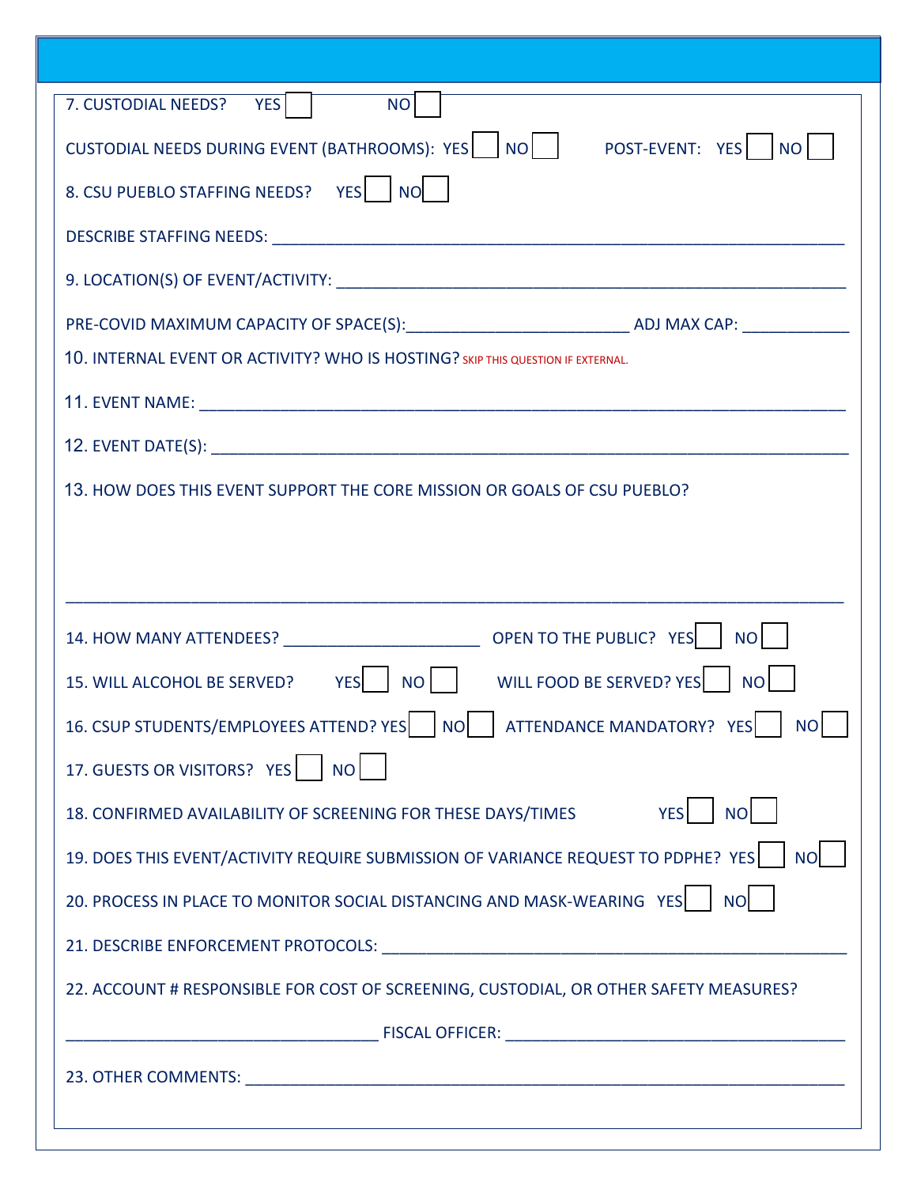7. CUSTODIAL NEEDS? YES ☐ NO ☐

CUSTODIAL NEEDS DURING EVENT (BATHROOMS): YES ☐ NO ☐ POST-EVENT: YES ☐ NO ☐

8. CSU PUEBLO STAFFING NEEDS? YES ☐ NO ☐

DESCRIBE STAFFING NEEDS: ______________________________________________________________

9. LOCATION(S) OF EVENT/ACTIVITY: ______________________________________________________

PRE-COVID MAXIMUM CAPACITY OF SPACE(S):________________________ ADJ MAX CAP: ____________

10. INTERNAL EVENT OR ACTIVITY? WHO IS HOSTING? SKIP THIS QUESTION IF EXTERNAL.

11. EVENT NAME: _______________________________________________________________________

12. EVENT DATE(S): _____________________________________________________________________

13. HOW DOES THIS EVENT SUPPORT THE CORE MISSION OR GOALS OF CSU PUEBLO?

_______________________________________________________________________________________

14. HOW MANY ATTENDEES? ______________________ OPEN TO THE PUBLIC? YES ☐ NO ☐

15. WILL ALCOHOL BE SERVED? YES ☐ NO ☐ WILL FOOD BE SERVED? YES ☐ NO ☐

16. CSUP STUDENTS/EMPLOYEES ATTEND? YES ☐ NO ☐ ATTENDANCE MANDATORY? YES ☐ NO ☐

17. GUESTS OR VISITORS? YES ☐ NO ☐

18. CONFIRMED AVAILABILITY OF SCREENING FOR THESE DAYS/TIMES YES ☐ NO ☐

19. DOES THIS EVENT/ACTIVITY REQUIRE SUBMISSION OF VARIANCE REQUEST TO PDPHE? YES ☐ NO ☐

20. PROCESS IN PLACE TO MONITOR SOCIAL DISTANCING AND MASK-WEARING YES ☐ NO ☐

21. DESCRIBE ENFORCEMENT PROTOCOLS: ____________________________________________________

22. ACCOUNT # RESPONSIBLE FOR COST OF SCREENING, CUSTODIAL, OR OTHER SAFETY MEASURES?

___________________________________ FISCAL OFFICER: ______________________________________

23. OTHER COMMENTS: ___________________________________________________________________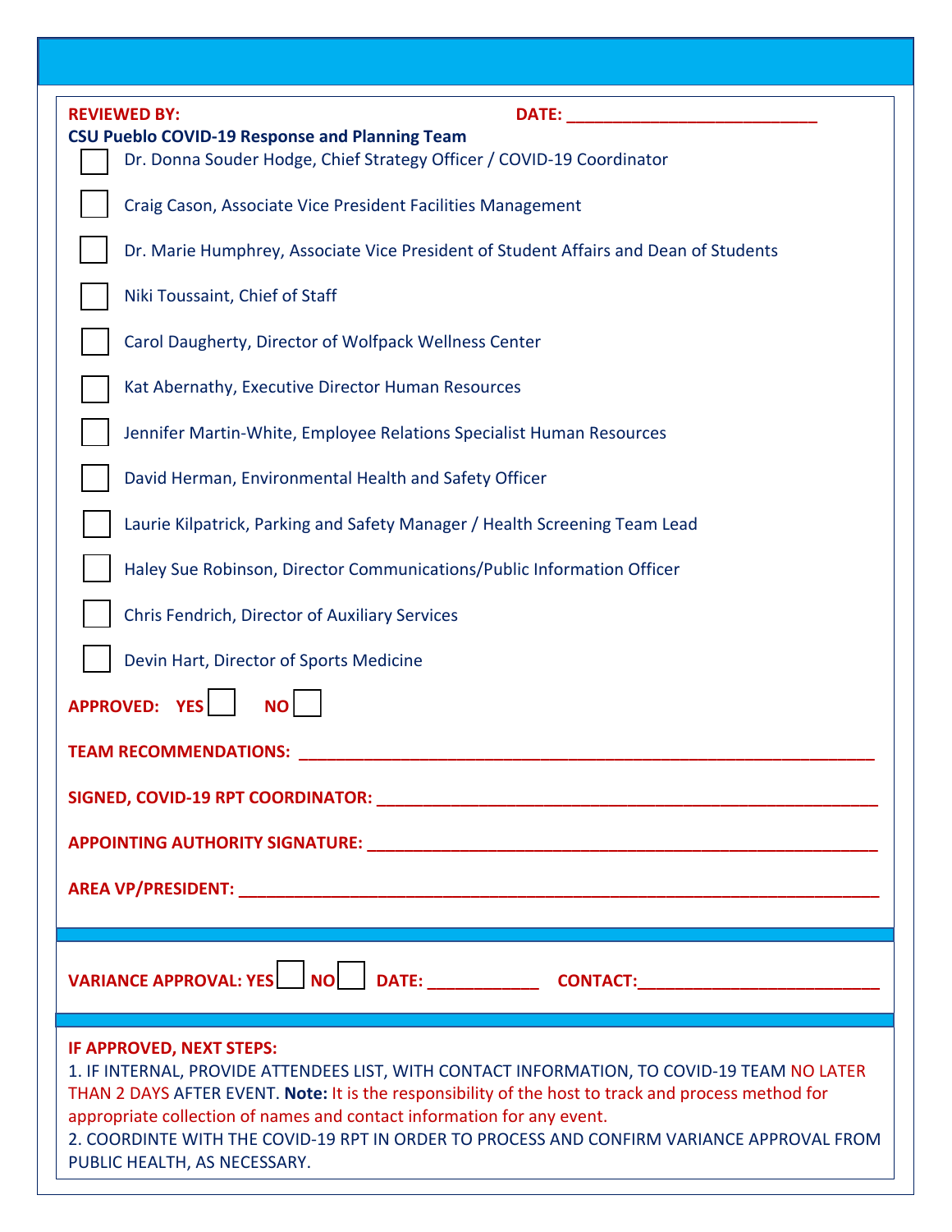**REVIEWED BY:** **DATE: ___________________________**

**CSU Pueblo COVID-19 Response and Planning Team**

- ☐ Dr. Donna Souder Hodge, Chief Strategy Officer / COVID-19 Coordinator
- ☐ Craig Cason, Associate Vice President Facilities Management
- ☐ Dr. Marie Humphrey, Associate Vice President of Student Affairs and Dean of Students
- ☐ Niki Toussaint, Chief of Staff
- ☐ Carol Daugherty, Director of Wolfpack Wellness Center
- ☐ Kat Abernathy, Executive Director Human Resources
- ☐ Jennifer Martin-White, Employee Relations Specialist Human Resources
- ☐ David Herman, Environmental Health and Safety Officer
- ☐ Laurie Kilpatrick, Parking and Safety Manager / Health Screening Team Lead
- ☐ Haley Sue Robinson, Director Communications/Public Information Officer
- ☐ Chris Fendrich, Director of Auxiliary Services
- ☐ Devin Hart, Director of Sports Medicine

**APPROVED: YES ☐ NO ☐**

**TEAM RECOMMENDATIONS: ___________________________________________________________**

**SIGNED, COVID-19 RPT COORDINATOR: ___________________________________________________**

**APPOINTING AUTHORITY SIGNATURE: ____________________________________________________**

**AREA VP/PRESIDENT: _____________________________________________________________________**

---

**VARIANCE APPROVAL: YES ☐ NO ☐ DATE: ____________ CONTACT: __________________________**

---

**IF APPROVED, NEXT STEPS:**

1. IF INTERNAL, PROVIDE ATTENDEES LIST, WITH CONTACT INFORMATION, TO COVID-19 TEAM NO LATER THAN 2 DAYS AFTER EVENT. **Note:** It is the responsibility of the host to track and process method for appropriate collection of names and contact information for any event.
2. COORDINTE WITH THE COVID-19 RPT IN ORDER TO PROCESS AND CONFIRM VARIANCE APPROVAL FROM PUBLIC HEALTH, AS NECESSARY.